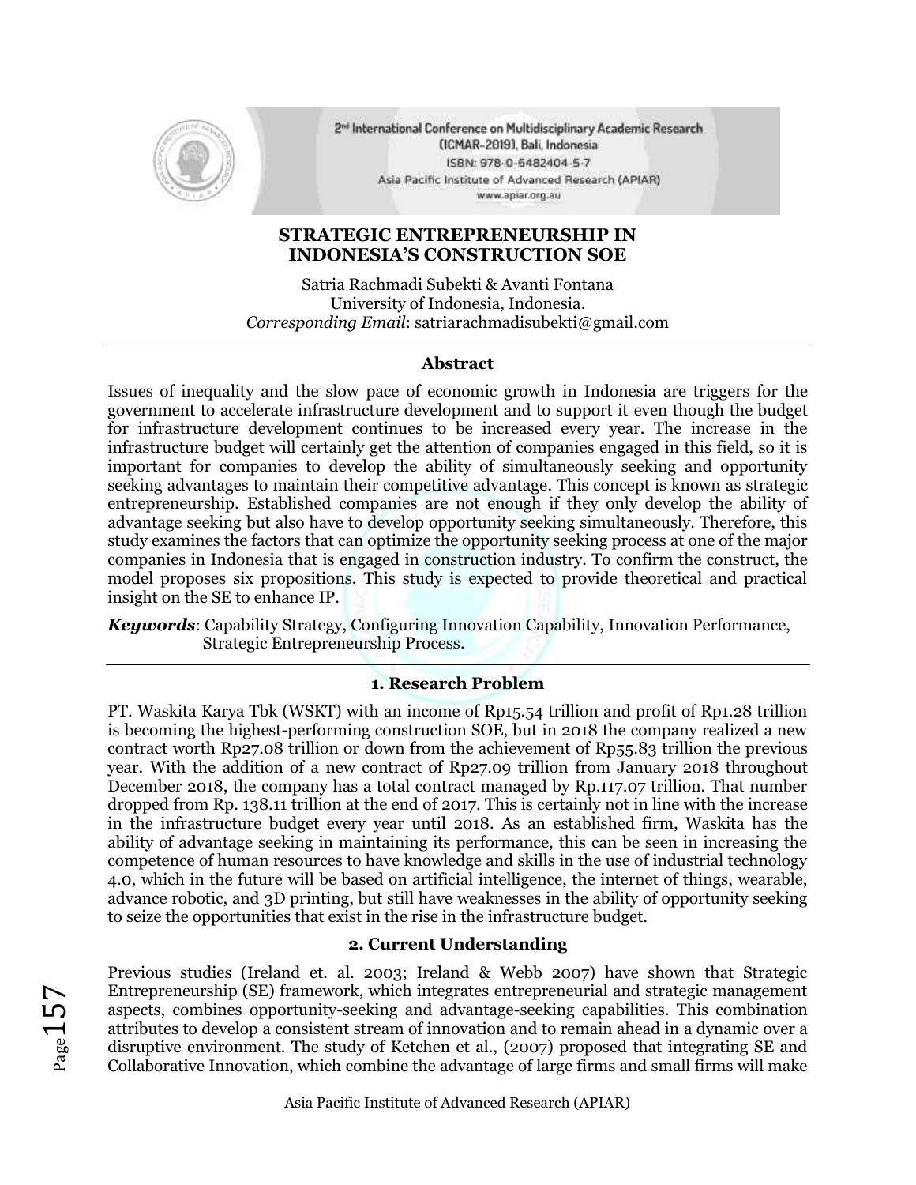# STRATEGIC ENTREPRENEURSHIP IN INDONESIA'S CONSTRUCTION SOE

Satria Rachmadi Subekti & Avanti Fontana
University of Indonesia, Indonesia.
*Corresponding Email*: satriarachmadisubekti@gmail.com

---

### Abstract

Issues of inequality and the slow pace of economic growth in Indonesia are triggers for the government to accelerate infrastructure development and to support it even though the budget for infrastructure development continues to be increased every year. The increase in the infrastructure budget will certainly get the attention of companies engaged in this field, so it is important for companies to develop the ability of simultaneously seeking and opportunity seeking advantages to maintain their competitive advantage. This concept is known as strategic entrepreneurship. Established companies are not enough if they only develop the ability of advantage seeking but also have to develop opportunity seeking simultaneously. Therefore, this study examines the factors that can optimize the opportunity seeking process at one of the major companies in Indonesia that is engaged in construction industry. To confirm the construct, the model proposes six propositions. This study is expected to provide theoretical and practical insight on the SE to enhance IP.

***Keywords***: Capability Strategy, Configuring Innovation Capability, Innovation Performance, Strategic Entrepreneurship Process.

---

## 1. Research Problem

PT. Waskita Karya Tbk (WSKT) with an income of Rp15.54 trillion and profit of Rp1.28 trillion is becoming the highest-performing construction SOE, but in 2018 the company realized a new contract worth Rp27.08 trillion or down from the achievement of Rp55.83 trillion the previous year. With the addition of a new contract of Rp27.09 trillion from January 2018 throughout December 2018, the company has a total contract managed by Rp.117.07 trillion. That number dropped from Rp. 138.11 trillion at the end of 2017. This is certainly not in line with the increase in the infrastructure budget every year until 2018. As an established firm, Waskita has the ability of advantage seeking in maintaining its performance, this can be seen in increasing the competence of human resources to have knowledge and skills in the use of industrial technology 4.0, which in the future will be based on artificial intelligence, the internet of things, wearable, advance robotic, and 3D printing, but still have weaknesses in the ability of opportunity seeking to seize the opportunities that exist in the rise in the infrastructure budget.

## 2. Current Understanding

Previous studies (Ireland et. al. 2003; Ireland & Webb 2007) have shown that Strategic Entrepreneurship (SE) framework, which integrates entrepreneurial and strategic management aspects, combines opportunity-seeking and advantage-seeking capabilities. This combination attributes to develop a consistent stream of innovation and to remain ahead in a dynamic over a disruptive environment. The study of Ketchen et al., (2007) proposed that integrating SE and Collaborative Innovation, which combine the advantage of large firms and small firms will make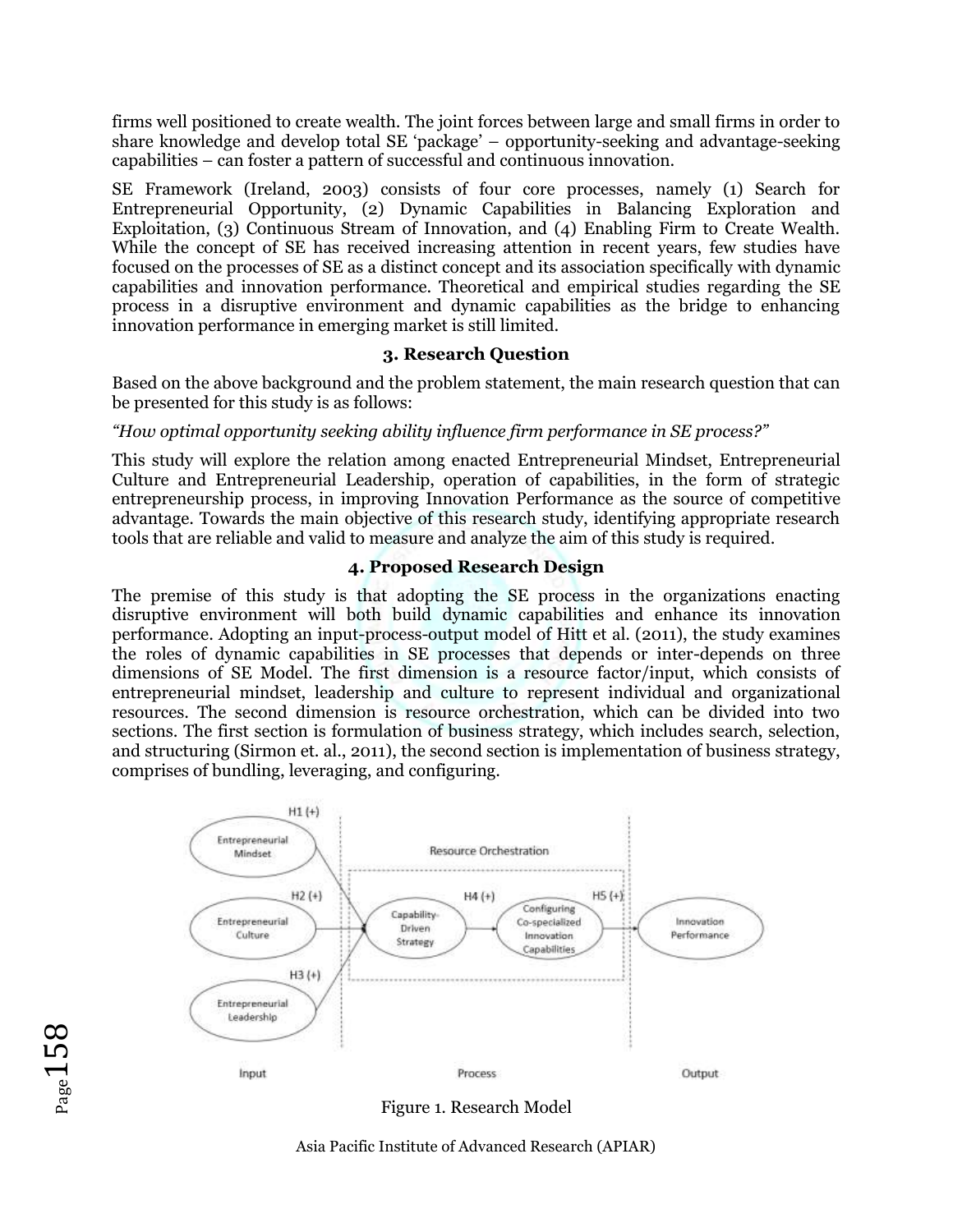firms well positioned to create wealth. The joint forces between large and small firms in order to share knowledge and develop total SE 'package' – opportunity-seeking and advantage-seeking capabilities – can foster a pattern of successful and continuous innovation.

SE Framework (Ireland, 2003) consists of four core processes, namely (1) Search for Entrepreneurial Opportunity, (2) Dynamic Capabilities in Balancing Exploration and Exploitation, (3) Continuous Stream of Innovation, and (4) Enabling Firm to Create Wealth. While the concept of SE has received increasing attention in recent years, few studies have focused on the processes of SE as a distinct concept and its association specifically with dynamic capabilities and innovation performance. Theoretical and empirical studies regarding the SE process in a disruptive environment and dynamic capabilities as the bridge to enhancing innovation performance in emerging market is still limited.

## 3. Research Question

Based on the above background and the problem statement, the main research question that can be presented for this study is as follows:

*"How optimal opportunity seeking ability influence firm performance in SE process?"*

This study will explore the relation among enacted Entrepreneurial Mindset, Entrepreneurial Culture and Entrepreneurial Leadership, operation of capabilities, in the form of strategic entrepreneurship process, in improving Innovation Performance as the source of competitive advantage. Towards the main objective of this research study, identifying appropriate research tools that are reliable and valid to measure and analyze the aim of this study is required.

## 4. Proposed Research Design

The premise of this study is that adopting the SE process in the organizations enacting disruptive environment will both build dynamic capabilities and enhance its innovation performance. Adopting an input-process-output model of Hitt et al. (2011), the study examines the roles of dynamic capabilities in SE processes that depends or inter-depends on three dimensions of SE Model. The first dimension is a resource factor/input, which consists of entrepreneurial mindset, leadership and culture to represent individual and organizational resources. The second dimension is resource orchestration, which can be divided into two sections. The first section is formulation of business strategy, which includes search, selection, and structuring (Sirmon et. al., 2011), the second section is implementation of business strategy, comprises of bundling, leveraging, and configuring.

Figure 1. Research Model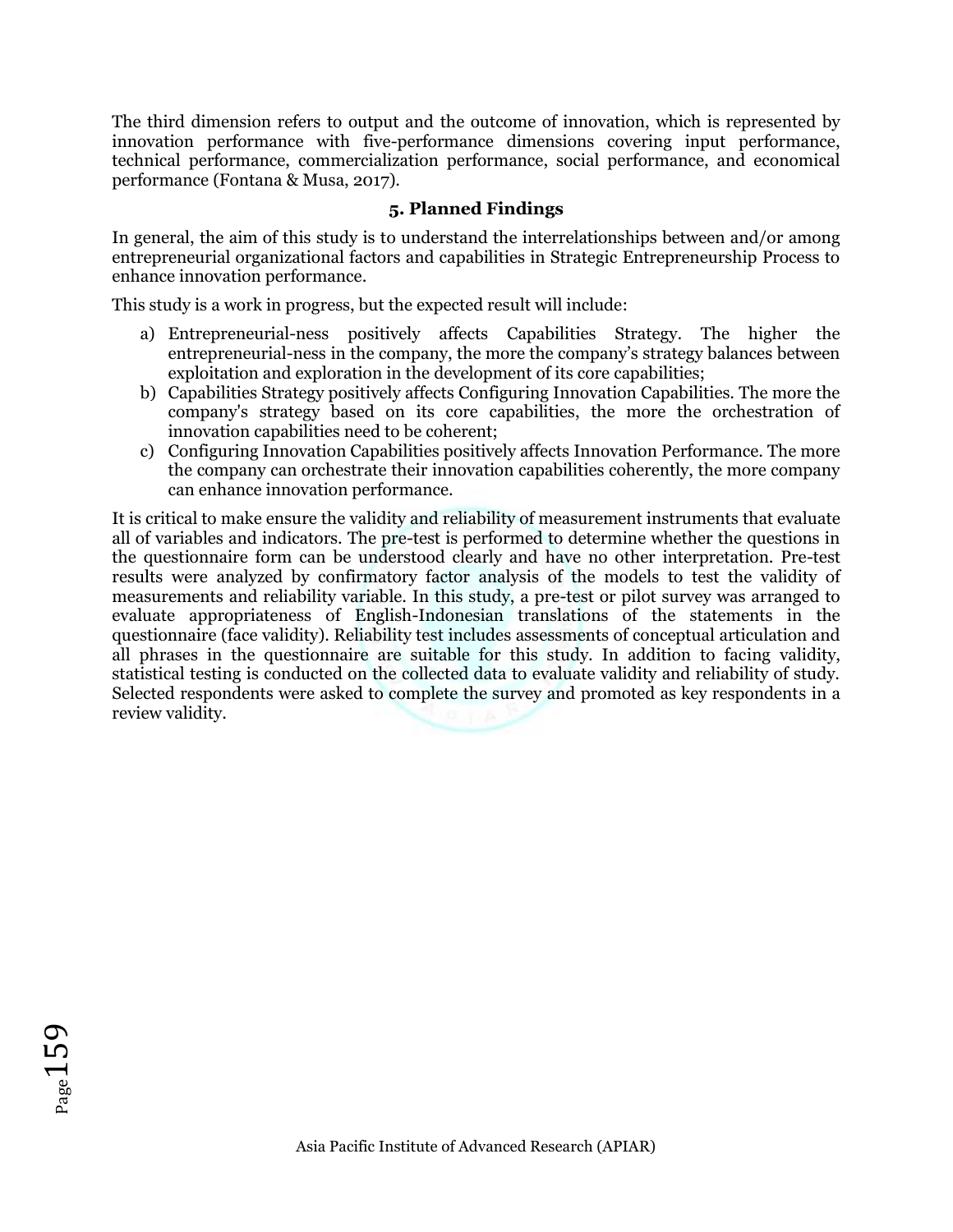The third dimension refers to output and the outcome of innovation, which is represented by innovation performance with five-performance dimensions covering input performance, technical performance, commercialization performance, social performance, and economical performance (Fontana & Musa, 2017).

## 5. Planned Findings

In general, the aim of this study is to understand the interrelationships between and/or among entrepreneurial organizational factors and capabilities in Strategic Entrepreneurship Process to enhance innovation performance.

This study is a work in progress, but the expected result will include:

a) Entrepreneurial-ness positively affects Capabilities Strategy. The higher the entrepreneurial-ness in the company, the more the company's strategy balances between exploitation and exploration in the development of its core capabilities;
b) Capabilities Strategy positively affects Configuring Innovation Capabilities. The more the company's strategy based on its core capabilities, the more the orchestration of innovation capabilities need to be coherent;
c) Configuring Innovation Capabilities positively affects Innovation Performance. The more the company can orchestrate their innovation capabilities coherently, the more company can enhance innovation performance.

It is critical to make ensure the validity and reliability of measurement instruments that evaluate all of variables and indicators. The pre-test is performed to determine whether the questions in the questionnaire form can be understood clearly and have no other interpretation. Pre-test results were analyzed by confirmatory factor analysis of the models to test the validity of measurements and reliability variable. In this study, a pre-test or pilot survey was arranged to evaluate appropriateness of English-Indonesian translations of the statements in the questionnaire (face validity). Reliability test includes assessments of conceptual articulation and all phrases in the questionnaire are suitable for this study. In addition to facing validity, statistical testing is conducted on the collected data to evaluate validity and reliability of study. Selected respondents were asked to complete the survey and promoted as key respondents in a review validity.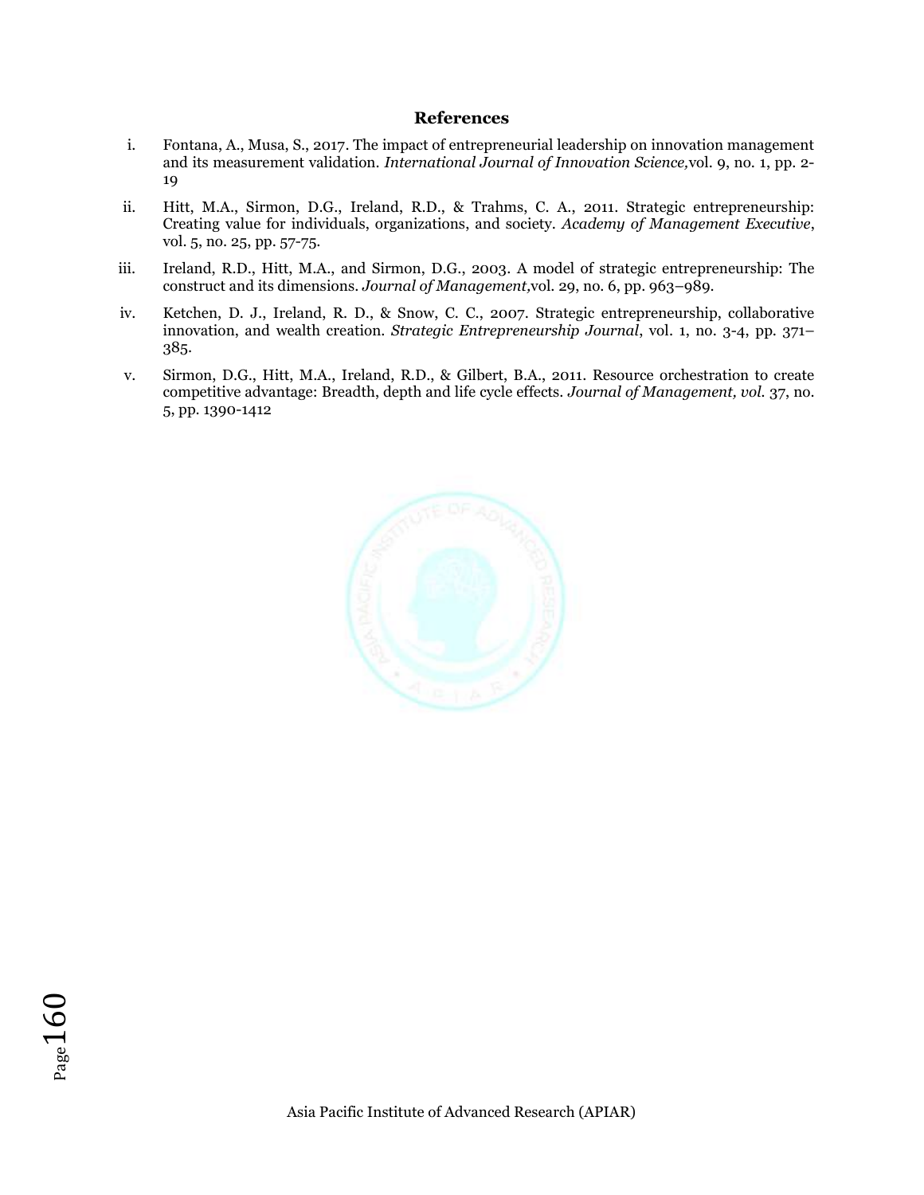## References

i. Fontana, A., Musa, S., 2017. The impact of entrepreneurial leadership on innovation management and its measurement validation. *International Journal of Innovation Science,*vol. 9, no. 1, pp. 2-19

ii. Hitt, M.A., Sirmon, D.G., Ireland, R.D., & Trahms, C. A., 2011. Strategic entrepreneurship: Creating value for individuals, organizations, and society. *Academy of Management Executive*, vol. 5, no. 25, pp. 57-75.

iii. Ireland, R.D., Hitt, M.A., and Sirmon, D.G., 2003. A model of strategic entrepreneurship: The construct and its dimensions. *Journal of Management,*vol. 29, no. 6, pp. 963–989.

iv. Ketchen, D. J., Ireland, R. D., & Snow, C. C., 2007. Strategic entrepreneurship, collaborative innovation, and wealth creation. *Strategic Entrepreneurship Journal*, vol. 1, no. 3-4, pp. 371–385.

v. Sirmon, D.G., Hitt, M.A., Ireland, R.D., & Gilbert, B.A., 2011. Resource orchestration to create competitive advantage: Breadth, depth and life cycle effects. *Journal of Management, vol.* 37, no. 5, pp. 1390-1412